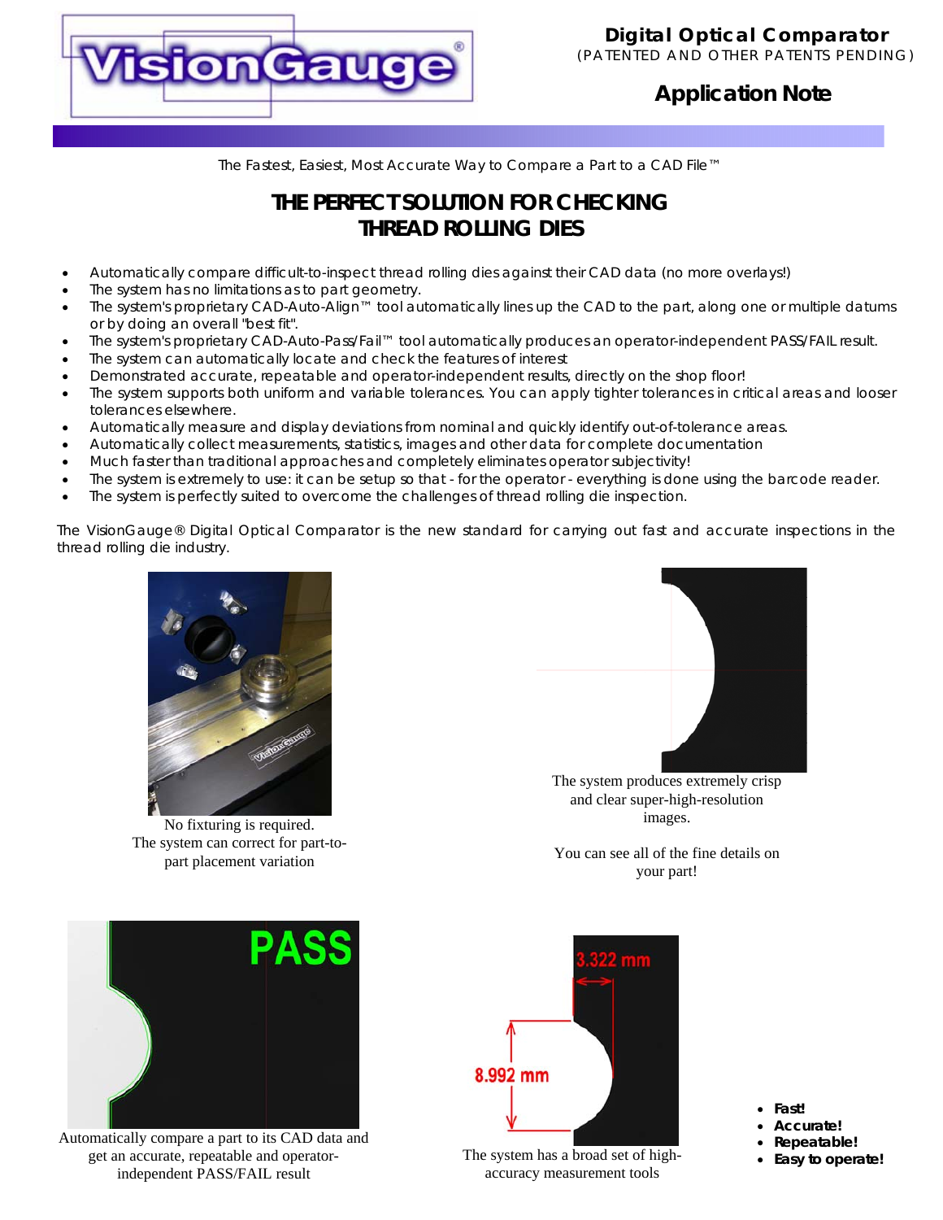**Digital Optical Comparator**
(PATENTED AND OTHER PATENTS PENDING)

**Application Note**

The Fastest, Easiest, Most Accurate Way to Compare a Part to a CAD File™

# THE PERFECT SOLUTION FOR CHECKING THREAD ROLLING DIES

- Automatically compare difficult-to-inspect thread rolling dies against their CAD data (no more overlays!)
- The system has no limitations as to part geometry.
- The system's proprietary CAD-Auto-Align™ tool automatically lines up the CAD to the part, along one or multiple datums or by doing an overall "best fit".
- The system's proprietary CAD-Auto-Pass/Fail™ tool automatically produces an operator-independent PASS/FAIL result.
- The system can automatically locate and check the features of interest
- Demonstrated accurate, repeatable and operator-independent results, directly on the shop floor!
- The system supports both uniform and variable tolerances. You can apply tighter tolerances in critical areas and looser tolerances elsewhere.
- Automatically measure and display deviations from nominal and quickly identify out-of-tolerance areas.
- Automatically collect measurements, statistics, images and other data for complete documentation
- Much faster than traditional approaches and completely eliminates operator subjectivity!
- The system is extremely to use: it can be setup so that - for the operator - everything is done using the barcode reader.
- The system is perfectly suited to overcome the challenges of thread rolling die inspection.

The VisionGauge® Digital Optical Comparator is the new standard for carrying out fast and accurate inspections in the thread rolling die industry.

No fixturing is required.
The system can correct for part-to-part placement variation

The system produces extremely crisp and clear super-high-resolution images.

You can see all of the fine details on your part!

PASS

Automatically compare a part to its CAD data and get an accurate, repeatable and operator-independent PASS/FAIL result

3.322 mm

8.992 mm

The system has a broad set of high-accuracy measurement tools

- **Fast!**
- **Accurate!**
- **Repeatable!**
- **Easy to operate!**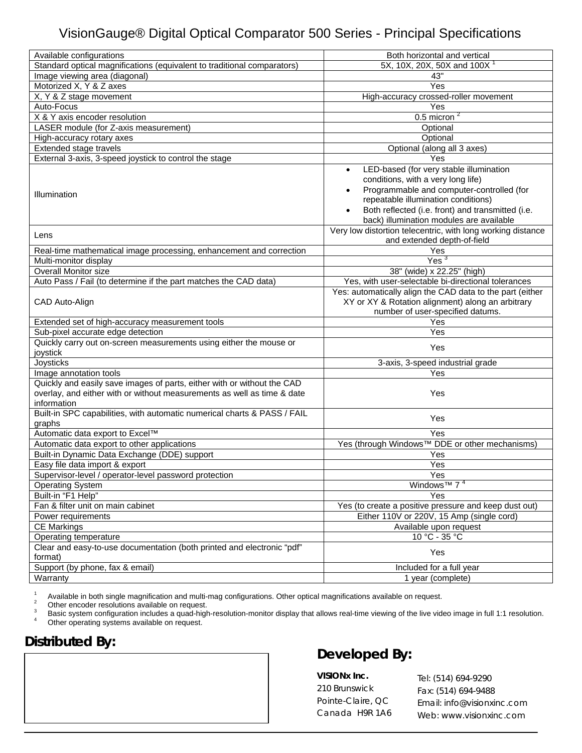# VisionGauge® Digital Optical Comparator 500 Series - Principal Specifications

| | |
|---|---|
| Available configurations | Both horizontal and vertical |
| Standard optical magnifications (equivalent to traditional comparators) | 5X, 10X, 20X, 50X and 100X [1] |
| Image viewing area (diagonal) | 43" |
| Motorized X, Y & Z axes | Yes |
| X, Y & Z stage movement | High-accuracy crossed-roller movement |
| Auto-Focus | Yes |
| X & Y axis encoder resolution | 0.5 micron [2] |
| LASER module (for Z-axis measurement) | Optional |
| High-accuracy rotary axes | Optional |
| Extended stage travels | Optional (along all 3 axes) |
| External 3-axis, 3-speed joystick to control the stage | Yes |
| Illumination | • LED-based (for very stable illumination conditions, with a very long life)<br>• Programmable and computer-controlled (for repeatable illumination conditions)<br>• Both reflected (i.e. front) and transmitted (i.e. back) illumination modules are available |
| Lens | Very low distortion telecentric, with long working distance and extended depth-of-field |
| Real-time mathematical image processing, enhancement and correction | Yes |
| Multi-monitor display | Yes [3] |
| Overall Monitor size | 38" (wide) x 22.25" (high) |
| Auto Pass / Fail (to determine if the part matches the CAD data) | Yes, with user-selectable bi-directional tolerances |
| CAD Auto-Align | Yes: automatically align the CAD data to the part (either XY or XY & Rotation alignment) along an arbitrary number of user-specified datums. |
| Extended set of high-accuracy measurement tools | Yes |
| Sub-pixel accurate edge detection | Yes |
| Quickly carry out on-screen measurements using either the mouse or joystick | Yes |
| Joysticks | 3-axis, 3-speed industrial grade |
| Image annotation tools | Yes |
| Quickly and easily save images of parts, either with or without the CAD overlay, and either with or without measurements as well as time & date information | Yes |
| Built-in SPC capabilities, with automatic numerical charts & PASS / FAIL graphs | Yes |
| Automatic data export to Excel™ | Yes |
| Automatic data export to other applications | Yes (through Windows™ DDE or other mechanisms) |
| Built-in Dynamic Data Exchange (DDE) support | Yes |
| Easy file data import & export | Yes |
| Supervisor-level / operator-level password protection | Yes |
| Operating System | Windows™ 7 [4] |
| Built-in "F1 Help" | Yes |
| Fan & filter unit on main cabinet | Yes (to create a positive pressure and keep dust out) |
| Power requirements | Either 110V or 220V, 15 Amp (single cord) |
| CE Markings | Available upon request |
| Operating temperature | 10 °C - 35 °C |
| Clear and easy-to-use documentation (both printed and electronic "pdf" format) | Yes |
| Support (by phone, fax & email) | Included for a full year |
| Warranty | 1 year (complete) |

[1] Available in both single magnification and multi-mag configurations. Other optical magnifications available on request.
[2] Other encoder resolutions available on request.
[3] Basic system configuration includes a quad-high-resolution-monitor display that allows real-time viewing of the live video image in full 1:1 resolution.
[4] Other operating systems available on request.

**Distributed By:**

**Developed By:**

**VISIONx Inc.**
210 Brunswick
Pointe-Claire, QC
Canada H9R 1A6

Tel: (514) 694-9290
Fax: (514) 694-9488
Email: info@visionxinc.com
Web: www.visionxinc.com